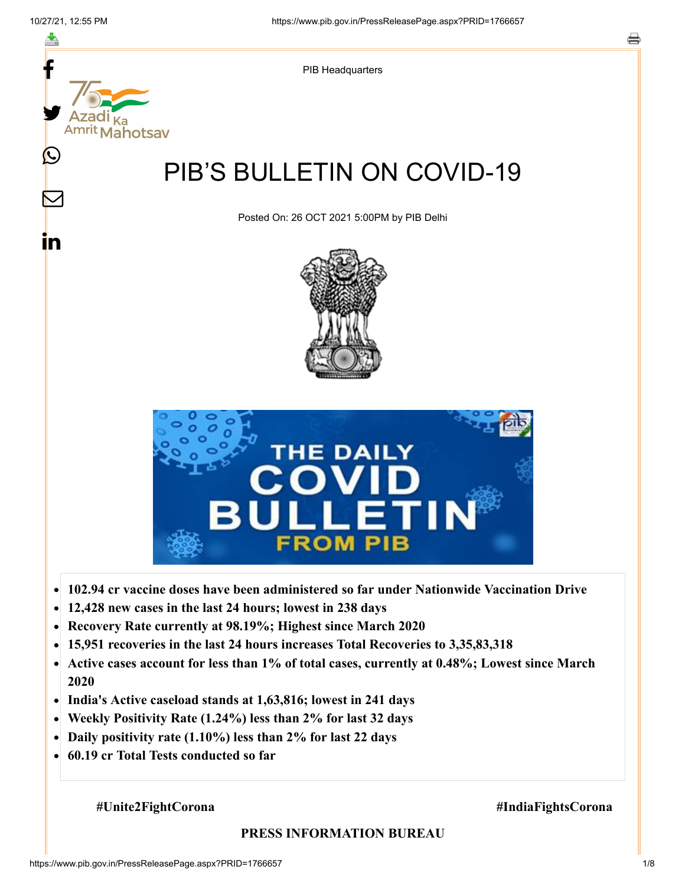PIB Headquarters

# PIB'S BULLETIN ON COVID-19

Posted On: 26 OCT 2021 5:00PM by PIB Delhi

- **102.94 cr vaccine doses have been administered so far under Nationwide Vaccination Drive**
- **12,428 new cases in the last 24 hours; lowest in 238 days**
- **Recovery Rate currently at 98.19%; Highest since March 2020**
- **15,951 recoveries in the last 24 hours increases Total Recoveries to 3,35,83,318**
- **Active cases account for less than 1% of total cases, currently at 0.48%; Lowest since March 2020**
- **India's Active caseload stands at 1,63,816; lowest in 241 days**
- **Weekly Positivity Rate (1.24%) less than 2% for last 32 days**
- **Daily positivity rate (1.10%) less than 2% for last 22 days**
- **60.19 cr Total Tests conducted so far**

**#Unite2FightCorona** **#IndiaFightsCorona**

**PRESS INFORMATION BUREAU**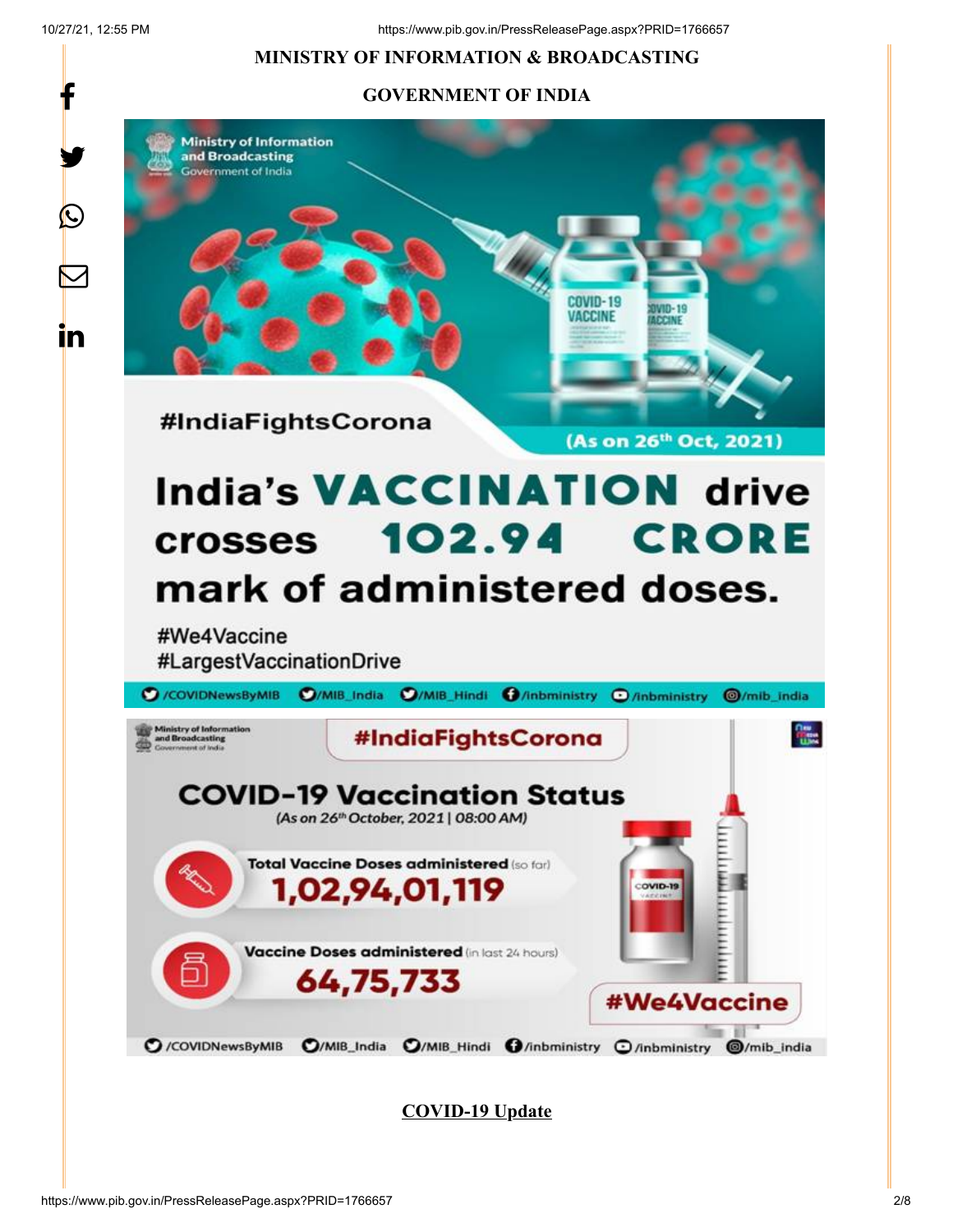**MINISTRY OF INFORMATION & BROADCASTING**

**GOVERNMENT OF INDIA**

#IndiaFightsCorona

(As on 26th Oct, 2021)

## India's VACCINATION drive crosses 102.94 CRORE mark of administered doses.

#We4Vaccine
#LargestVaccinationDrive

/COVIDNewsByMIB /MIB_India /MIB_Hindi /inbministry /inbministry /mib_india

#IndiaFightsCorona

## COVID-19 Vaccination Status

*(As on 26th October, 2021 | 08:00 AM)*

**Total Vaccine Doses administered** (so far)

**1,02,94,01,119**

**Vaccine Doses administered** (in last 24 hours)

**64,75,733**

#We4Vaccine

/COVIDNewsByMIB /MIB_India /MIB_Hindi /inbministry /inbministry /mib_india

**COVID-19 Update**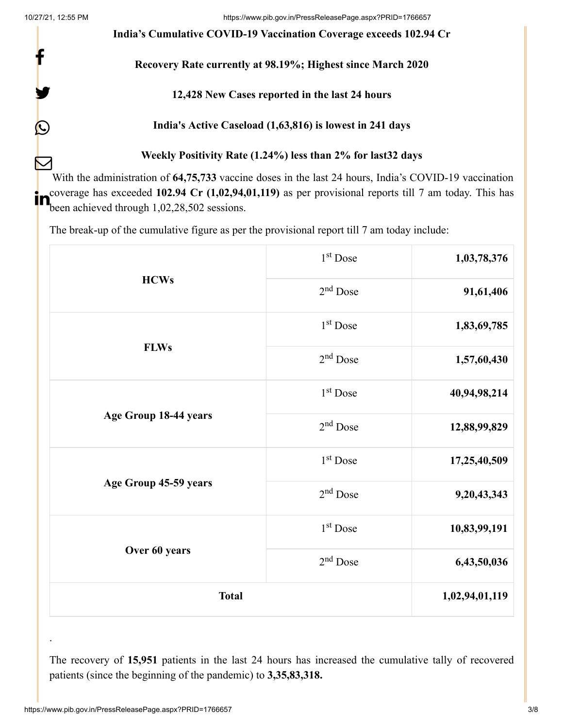**India's Cumulative COVID-19 Vaccination Coverage exceeds 102.94 Cr**

**Recovery Rate currently at 98.19%; Highest since March 2020**

**12,428 New Cases reported in the last 24 hours**

**India's Active Caseload (1,63,816) is lowest in 241 days**

**Weekly Positivity Rate (1.24%) less than 2% for last32 days**

With the administration of **64,75,733** vaccine doses in the last 24 hours, India's COVID-19 vaccination coverage has exceeded **102.94 Cr (1,02,94,01,119)** as per provisional reports till 7 am today. This has been achieved through 1,02,28,502 sessions.

The break-up of the cumulative figure as per the provisional report till 7 am today include:

| | | |
|---|---|---|
| **HCWs** | 1st Dose | **1,03,78,376** |
| | 2nd Dose | **91,61,406** |
| **FLWs** | 1st Dose | **1,83,69,785** |
| | 2nd Dose | **1,57,60,430** |
| **Age Group 18-44 years** | 1st Dose | **40,94,98,214** |
| | 2nd Dose | **12,88,99,829** |
| **Age Group 45-59 years** | 1st Dose | **17,25,40,509** |
| | 2nd Dose | **9,20,43,343** |
| **Over 60 years** | 1st Dose | **10,83,99,191** |
| | 2nd Dose | **6,43,50,036** |
| **Total** | | **1,02,94,01,119** |

.

The recovery of **15,951** patients in the last 24 hours has increased the cumulative tally of recovered patients (since the beginning of the pandemic) to **3,35,83,318.**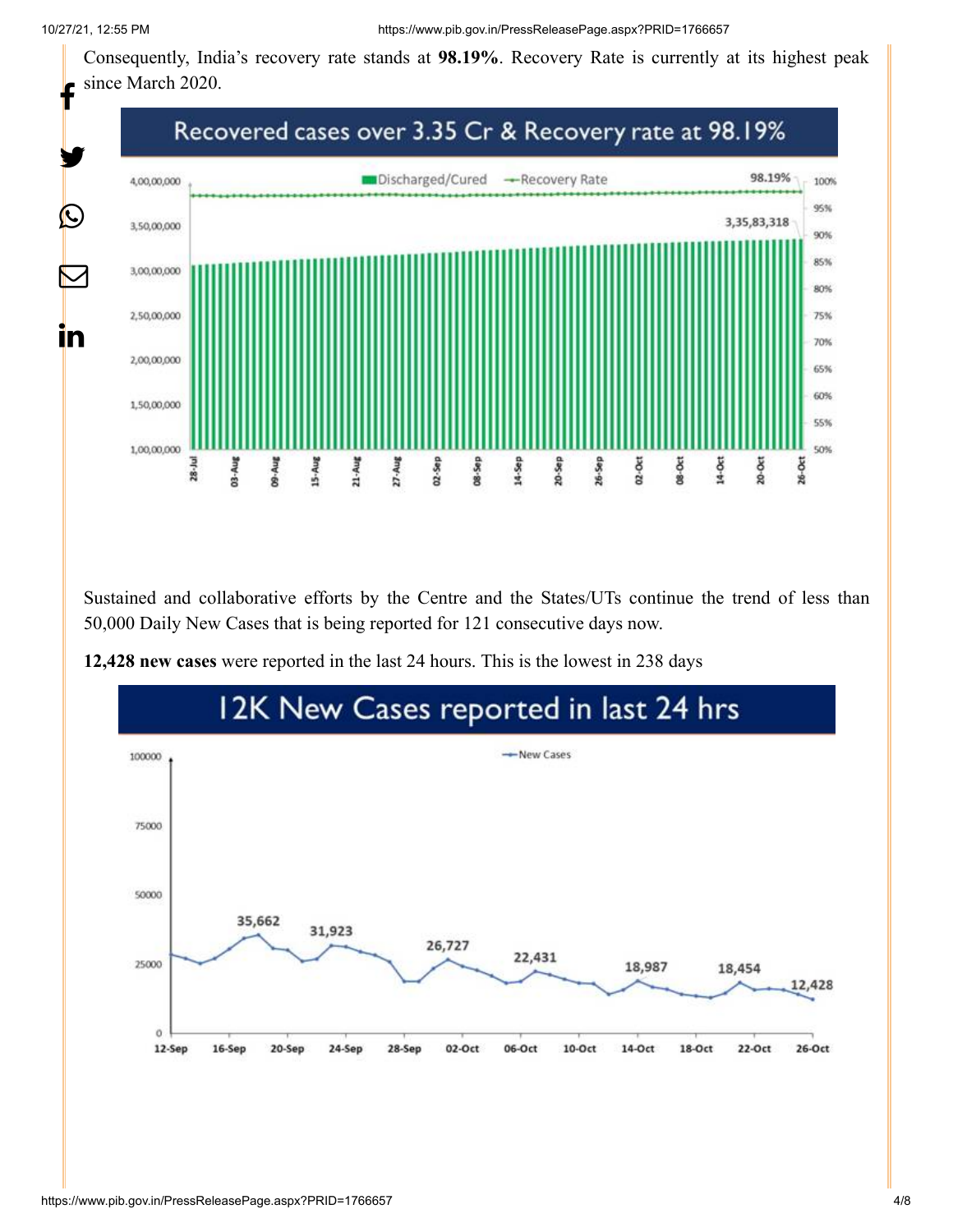Consequently, India's recovery rate stands at **98.19%**. Recovery Rate is currently at its highest peak since March 2020.

Recovered cases over 3.35 Cr & Recovery rate at 98.19%

Sustained and collaborative efforts by the Centre and the States/UTs continue the trend of less than 50,000 Daily New Cases that is being reported for 121 consecutive days now.

**12,428 new cases** were reported in the last 24 hours. This is the lowest in 238 days

12K New Cases reported in last 24 hrs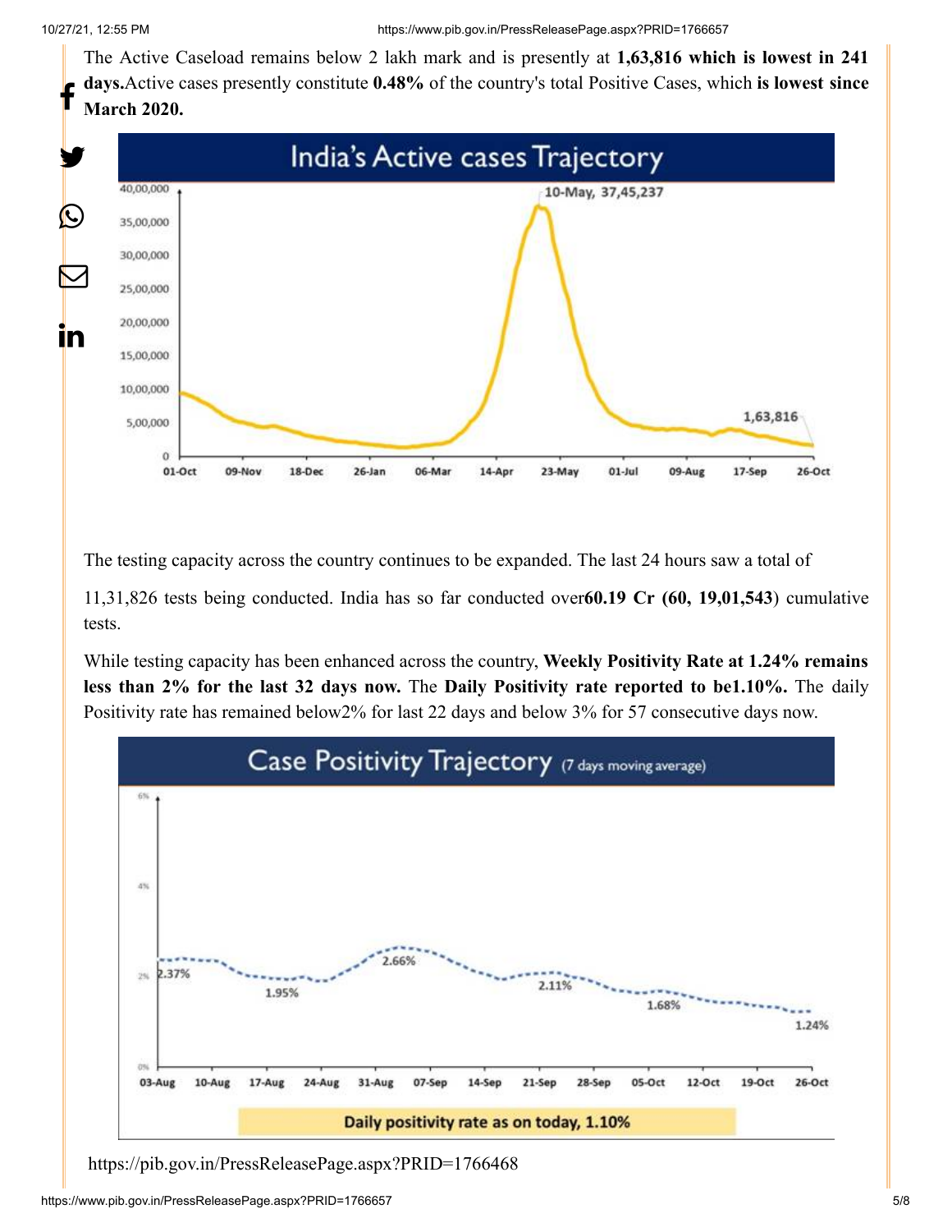The Active Caseload remains below 2 lakh mark and is presently at **1,63,816 which is lowest in 241 days.** Active cases presently constitute **0.48%** of the country's total Positive Cases, which **is lowest since March 2020.**

The testing capacity across the country continues to be expanded. The last 24 hours saw a total of

11,31,826 tests being conducted. India has so far conducted over**60.19 Cr (60, 19,01,543**) cumulative tests.

While testing capacity has been enhanced across the country, **Weekly Positivity Rate at 1.24% remains less than 2% for the last 32 days now.** The **Daily Positivity rate reported to be1.10%.** The daily Positivity rate has remained below2% for last 22 days and below 3% for 57 consecutive days now.

https://pib.gov.in/PressReleasePage.aspx?PRID=1766468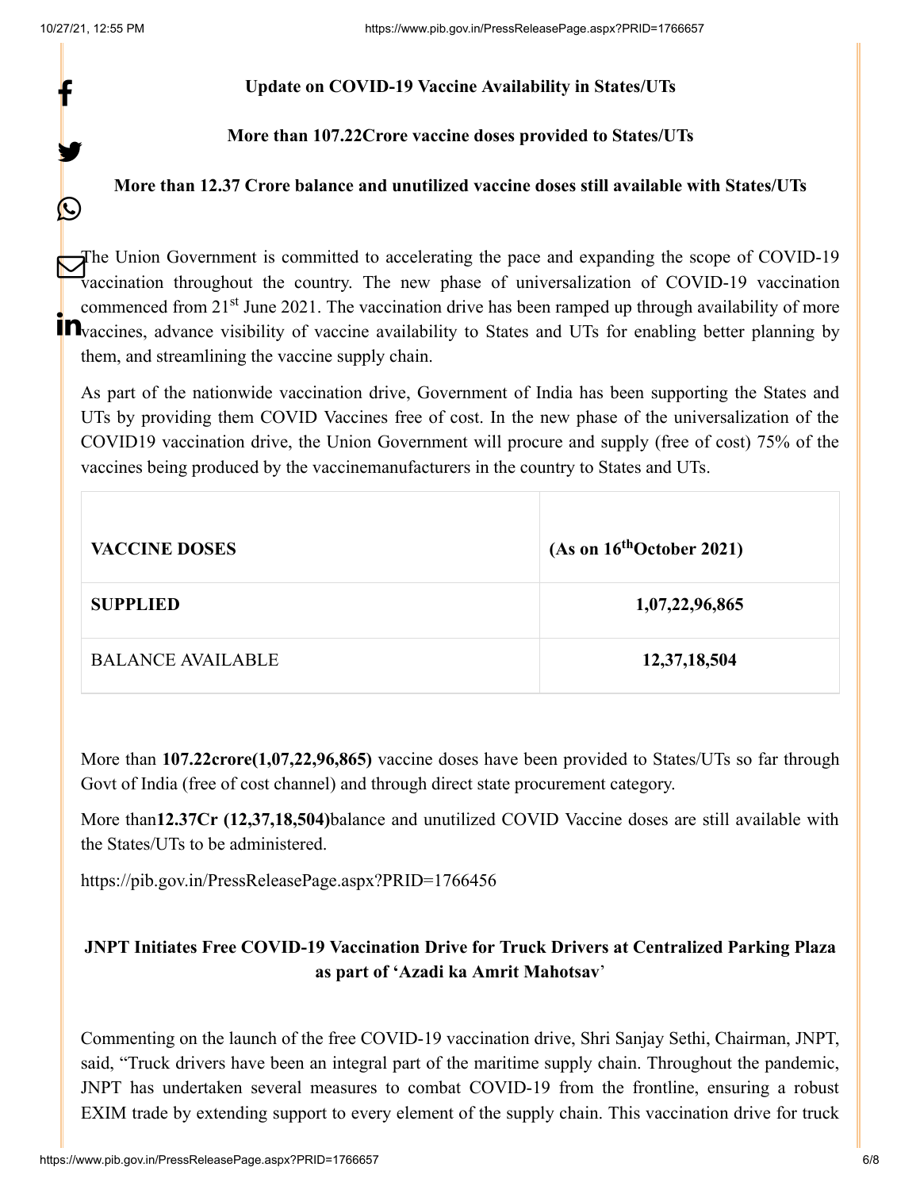**Update on COVID-19 Vaccine Availability in States/UTs**

**More than 107.22Crore vaccine doses provided to States/UTs**

**More than 12.37 Crore balance and unutilized vaccine doses still available with States/UTs**

The Union Government is committed to accelerating the pace and expanding the scope of COVID-19 vaccination throughout the country. The new phase of universalization of COVID-19 vaccination commenced from 21st June 2021. The vaccination drive has been ramped up through availability of more vaccines, advance visibility of vaccine availability to States and UTs for enabling better planning by them, and streamlining the vaccine supply chain.

As part of the nationwide vaccination drive, Government of India has been supporting the States and UTs by providing them COVID Vaccines free of cost. In the new phase of the universalization of the COVID19 vaccination drive, the Union Government will procure and supply (free of cost) 75% of the vaccines being produced by the vaccinemanufacturers in the country to States and UTs.

| **VACCINE DOSES** | **(As on 16th October 2021)** |
|---|---|
| **SUPPLIED** | **1,07,22,96,865** |
| BALANCE AVAILABLE | **12,37,18,504** |

More than **107.22crore(1,07,22,96,865)** vaccine doses have been provided to States/UTs so far through Govt of India (free of cost channel) and through direct state procurement category.

More than**12.37Cr (12,37,18,504)**balance and unutilized COVID Vaccine doses are still available with the States/UTs to be administered.

https://pib.gov.in/PressReleasePage.aspx?PRID=1766456

**JNPT Initiates Free COVID-19 Vaccination Drive for Truck Drivers at Centralized Parking Plaza as part of 'Azadi ka Amrit Mahotsav'**

Commenting on the launch of the free COVID-19 vaccination drive, Shri Sanjay Sethi, Chairman, JNPT, said, "Truck drivers have been an integral part of the maritime supply chain. Throughout the pandemic, JNPT has undertaken several measures to combat COVID-19 from the frontline, ensuring a robust EXIM trade by extending support to every element of the supply chain. This vaccination drive for truck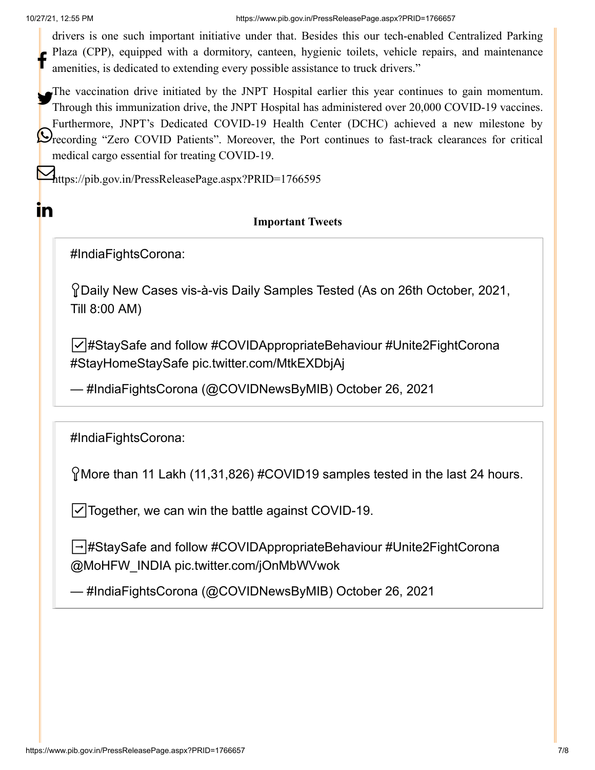drivers is one such important initiative under that. Besides this our tech-enabled Centralized Parking Plaza (CPP), equipped with a dormitory, canteen, hygienic toilets, vehicle repairs, and maintenance amenities, is dedicated to extending every possible assistance to truck drivers."

The vaccination drive initiated by the JNPT Hospital earlier this year continues to gain momentum. Through this immunization drive, the JNPT Hospital has administered over 20,000 COVID-19 vaccines. Furthermore, JNPT's Dedicated COVID-19 Health Center (DCHC) achieved a new milestone by recording "Zero COVID Patients". Moreover, the Port continues to fast-track clearances for critical medical cargo essential for treating COVID-19.

https://pib.gov.in/PressReleasePage.aspx?PRID=1766595

**Important Tweets**

> #IndiaFightsCorona:
>
> 📍Daily New Cases vis-à-vis Daily Samples Tested (As on 26th October, 2021, Till 8:00 AM)
>
> ☑️#StaySafe and follow #COVIDAppropriateBehaviour #Unite2FightCorona #StayHomeStaySafe pic.twitter.com/MtkEXDbjAj
>
> — #IndiaFightsCorona (@COVIDNewsByMIB) October 26, 2021

> #IndiaFightsCorona:
>
> 📍More than 11 Lakh (11,31,826) #COVID19 samples tested in the last 24 hours.
>
> ☑️Together, we can win the battle against COVID-19.
>
> ➡️#StaySafe and follow #COVIDAppropriateBehaviour #Unite2FightCorona @MoHFW_INDIA pic.twitter.com/jOnMbWVwok
>
> — #IndiaFightsCorona (@COVIDNewsByMIB) October 26, 2021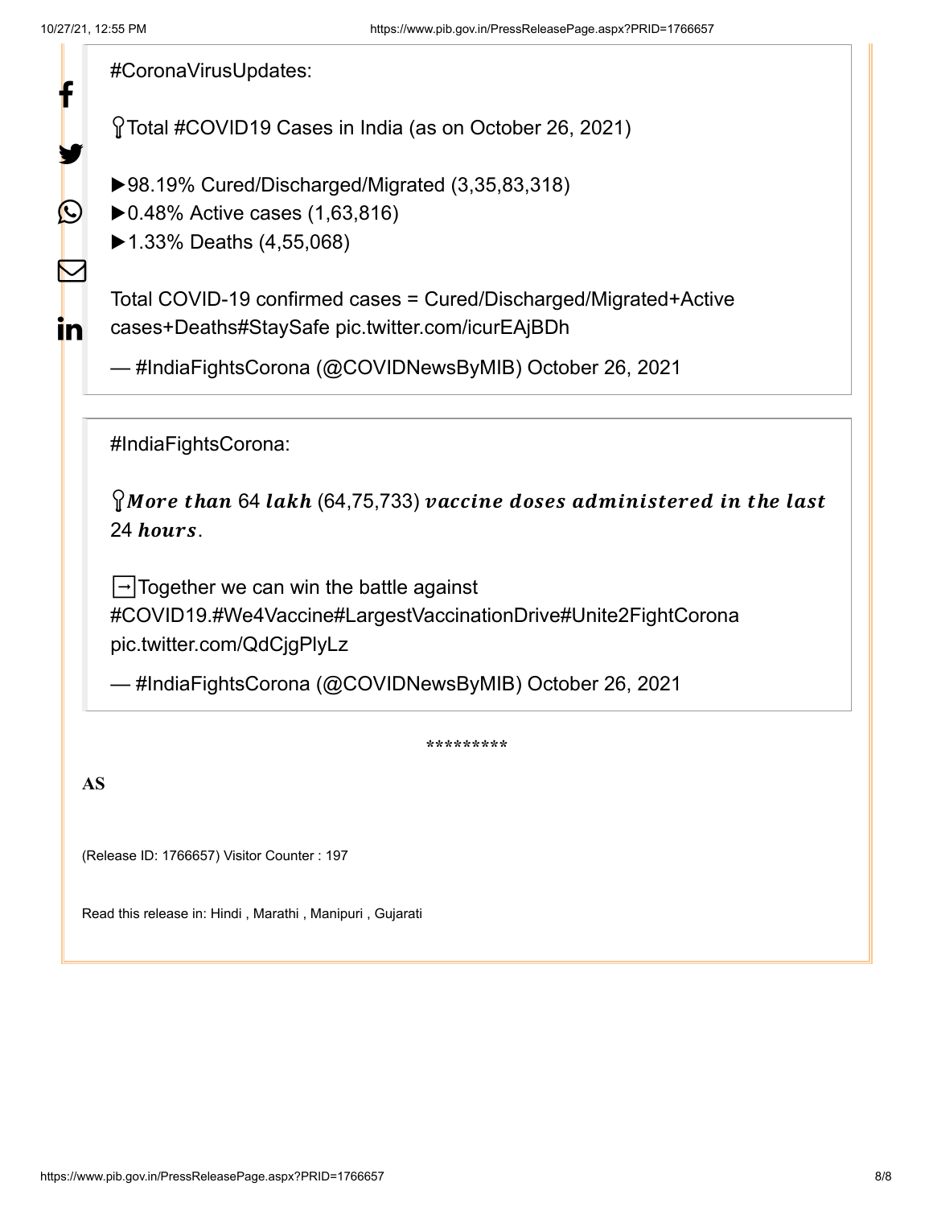#CoronaVirusUpdates:

Total #COVID19 Cases in India (as on October 26, 2021)

▶98.19% Cured/Discharged/Migrated (3,35,83,318)
▶0.48% Active cases (1,63,816)
▶1.33% Deaths (4,55,068)

Total COVID-19 confirmed cases = Cured/Discharged/Migrated+Active cases+Deaths#StaySafe pic.twitter.com/icurEAjBDh

— #IndiaFightsCorona (@COVIDNewsByMIB) October 26, 2021

#IndiaFightsCorona:

***More than*** 64 ***lakh*** (64,75,733) ***vaccine doses administered in the last*** 24 ***hours***.

→Together we can win the battle against #COVID19.#We4Vaccine#LargestVaccinationDrive#Unite2FightCorona pic.twitter.com/QdCjgPlyLz

— #IndiaFightsCorona (@COVIDNewsByMIB) October 26, 2021

*********

**AS**

(Release ID: 1766657) Visitor Counter : 197

Read this release in: Hindi , Marathi , Manipuri , Gujarati